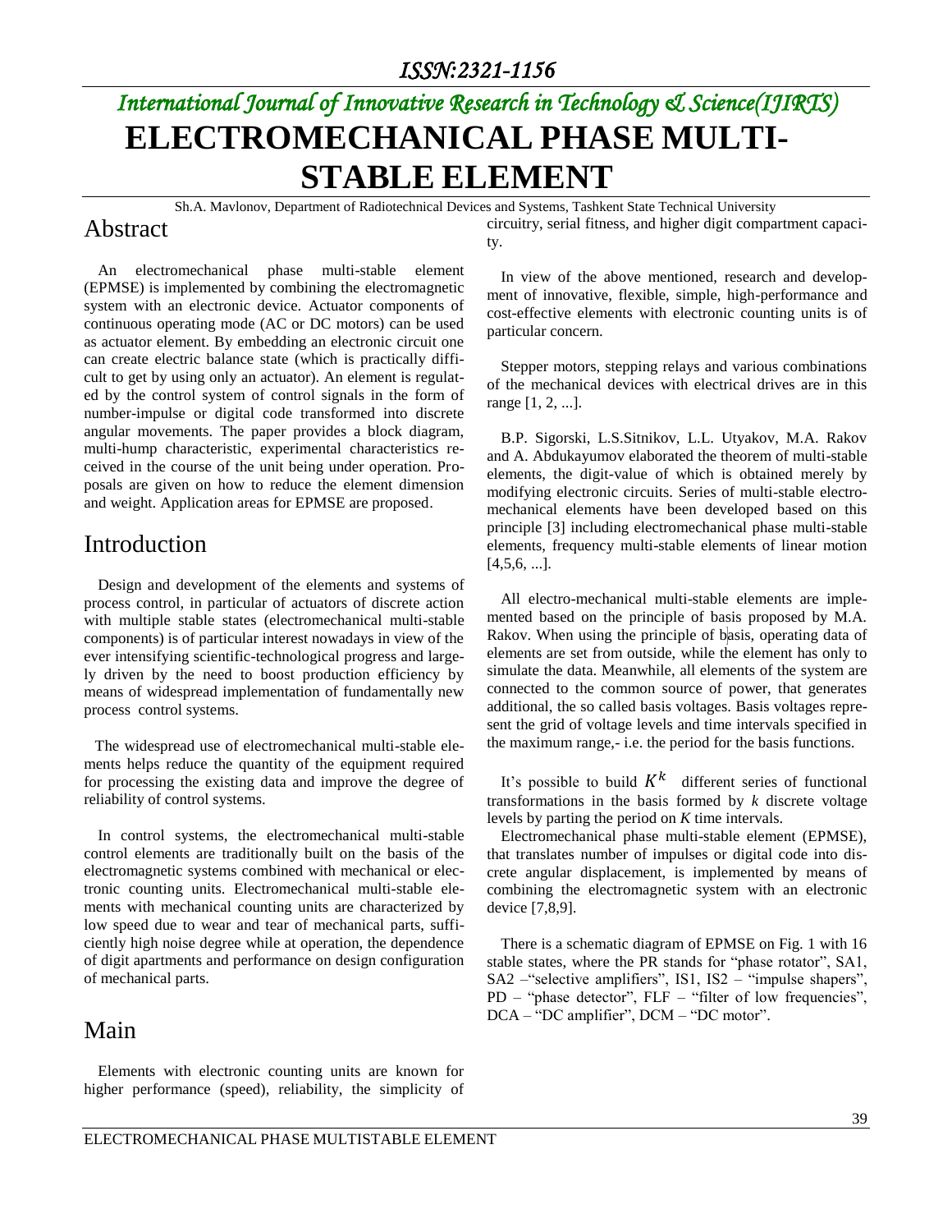# ELECTROMECHANICAL PHASE MULTI-STABLE ELEMENT

Sh.A. Mavlonov, Department of Radiotechnical Devices and Systems, Tashkent State Technical University

## Abstract

An electromechanical phase multi-stable element (EPMSE) is implemented by combining the electromagnetic system with an electronic device. Actuator components of continuous operating mode (AC or DC motors) can be used as actuator element. By embedding an electronic circuit one can create electric balance state (which is practically difficult to get by using only an actuator). An element is regulated by the control system of control signals in the form of number-impulse or digital code transformed into discrete angular movements. The paper provides a block diagram, multi-hump characteristic, experimental characteristics received in the course of the unit being under operation. Proposals are given on how to reduce the element dimension and weight. Application areas for EPMSE are proposed.

## Introduction

Design and development of the elements and systems of process control, in particular of actuators of discrete action with multiple stable states (electromechanical multi-stable components) is of particular interest nowadays in view of the ever intensifying scientific-technological progress and largely driven by the need to boost production efficiency by means of widespread implementation of fundamentally new process control systems.

The widespread use of electromechanical multi-stable elements helps reduce the quantity of the equipment required for processing the existing data and improve the degree of reliability of control systems.

In control systems, the electromechanical multi-stable control elements are traditionally built on the basis of the electromagnetic systems combined with mechanical or electronic counting units. Electromechanical multi-stable elements with mechanical counting units are characterized by low speed due to wear and tear of mechanical parts, sufficiently high noise degree while at operation, the dependence of digit apartments and performance on design configuration of mechanical parts.

## Main

Elements with electronic counting units are known for higher performance (speed), reliability, the simplicity of circuitry, serial fitness, and higher digit compartment capacity.

In view of the above mentioned, research and development of innovative, flexible, simple, high-performance and cost-effective elements with electronic counting units is of particular concern.

Stepper motors, stepping relays and various combinations of the mechanical devices with electrical drives are in this range [1, 2, ...].

B.P. Sigorski, L.S.Sitnikov, L.L. Utyakov, M.A. Rakov and A. Abdukayumov elaborated the theorem of multi-stable elements, the digit-value of which is obtained merely by modifying electronic circuits. Series of multi-stable electromechanical elements have been developed based on this principle [3] including electromechanical phase multi-stable elements, frequency multi-stable elements of linear motion [4,5,6, ...].

All electro-mechanical multi-stable elements are implemented based on the principle of basis proposed by M.A. Rakov. When using the principle of basis, operating data of elements are set from outside, while the element has only to simulate the data. Meanwhile, all elements of the system are connected to the common source of power, that generates additional, the so called basis voltages. Basis voltages represent the grid of voltage levels and time intervals specified in the maximum range,- i.e. the period for the basis functions.

It's possible to build $K^k$ different series of functional transformations in the basis formed by *k* discrete voltage levels by parting the period on *K* time intervals.

Electromechanical phase multi-stable element (EPMSE), that translates number of impulses or digital code into discrete angular displacement, is implemented by means of combining the electromagnetic system with an electronic device [7,8,9].

There is a schematic diagram of EPMSE on Fig. 1 with 16 stable states, where the PR stands for "phase rotator", SA1, SA2 –"selective amplifiers", IS1, IS2 – "impulse shapers", PD – "phase detector", FLF – "filter of low frequencies", DCA – "DC amplifier", DCM – "DC motor".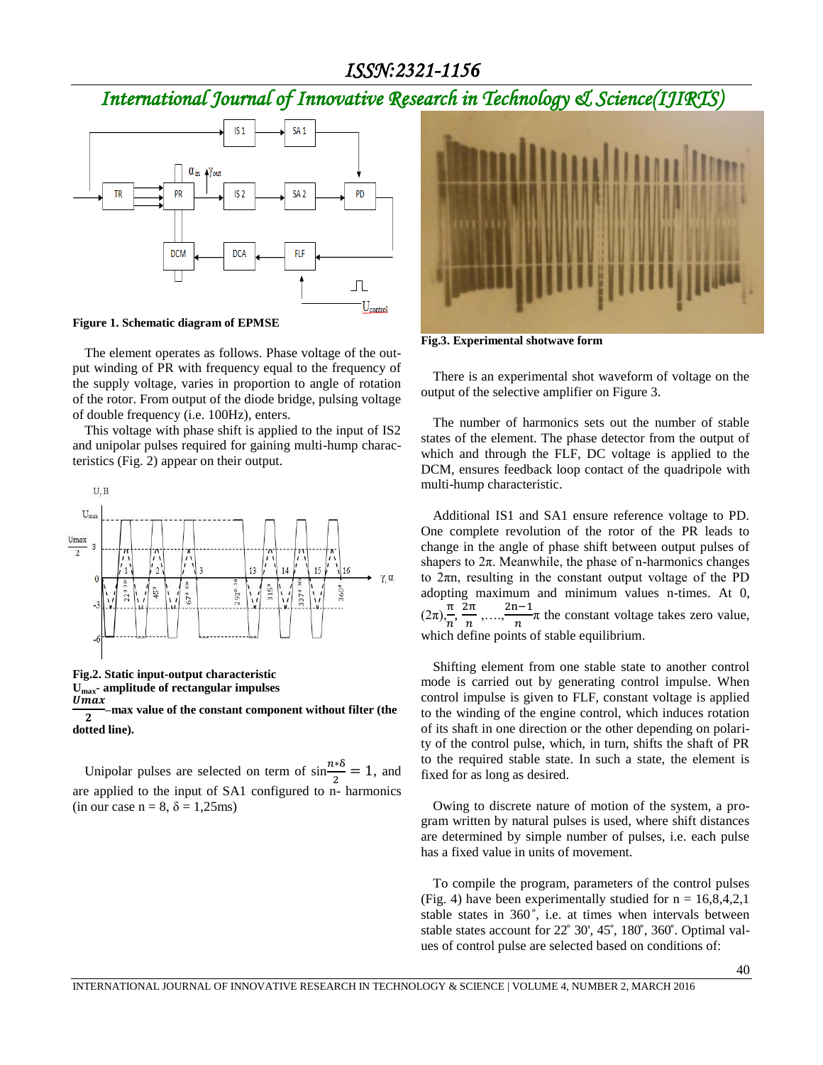**Figure 1. Schematic diagram of EPMSE**

The element operates as follows. Phase voltage of the output winding of PR with frequency equal to the frequency of the supply voltage, varies in proportion to angle of rotation of the rotor. From output of the diode bridge, pulsing voltage of double frequency (i.e. 100Hz), enters.

This voltage with phase shift is applied to the input of IS2 and unipolar pulses required for gaining multi-hump characteristics (Fig. 2) appear on their output.

**Fig.2. Static input-output characteristic**
**$U_{max}$- amplitude of rectangular impulses**
**$\frac{Umax}{2}$–max value of the constant component without filter (the dotted line).**

Unipolar pulses are selected on term of $\sin\frac{n*\delta}{2} = 1$, and are applied to the input of SA1 configured to n- harmonics (in our case n = 8, δ = 1,25ms)

**Fig.3. Experimental shotwave form**

There is an experimental shot waveform of voltage on the output of the selective amplifier on Figure 3.

The number of harmonics sets out the number of stable states of the element. The phase detector from the output of which and through the FLF, DC voltage is applied to the DCM, ensures feedback loop contact of the quadripole with multi-hump characteristic.

Additional IS1 and SA1 ensure reference voltage to PD. One complete revolution of the rotor of the PR leads to change in the angle of phase shift between output pulses of shapers to 2π. Meanwhile, the phase of n-harmonics changes to 2πn, resulting in the constant output voltage of the PD adopting maximum and minimum values n-times. At 0, $(2\pi),\frac{\pi}{n},\frac{2\pi}{n},\ldots,\frac{2n-1}{n}\pi$ the constant voltage takes zero value, which define points of stable equilibrium.

Shifting element from one stable state to another control mode is carried out by generating control impulse. When control impulse is given to FLF, constant voltage is applied to the winding of the engine control, which induces rotation of its shaft in one direction or the other depending on polarity of the control pulse, which, in turn, shifts the shaft of PR to the required stable state. In such a state, the element is fixed for as long as desired.

Owing to discrete nature of motion of the system, a program written by natural pulses is used, where shift distances are determined by simple number of pulses, i.e. each pulse has a fixed value in units of movement.

To compile the program, parameters of the control pulses (Fig. 4) have been experimentally studied for n = 16,8,4,2,1 stable states in 360˚, i.e. at times when intervals between stable states account for 22˚ 30', 45˚, 180˚, 360˚. Optimal values of control pulse are selected based on conditions of: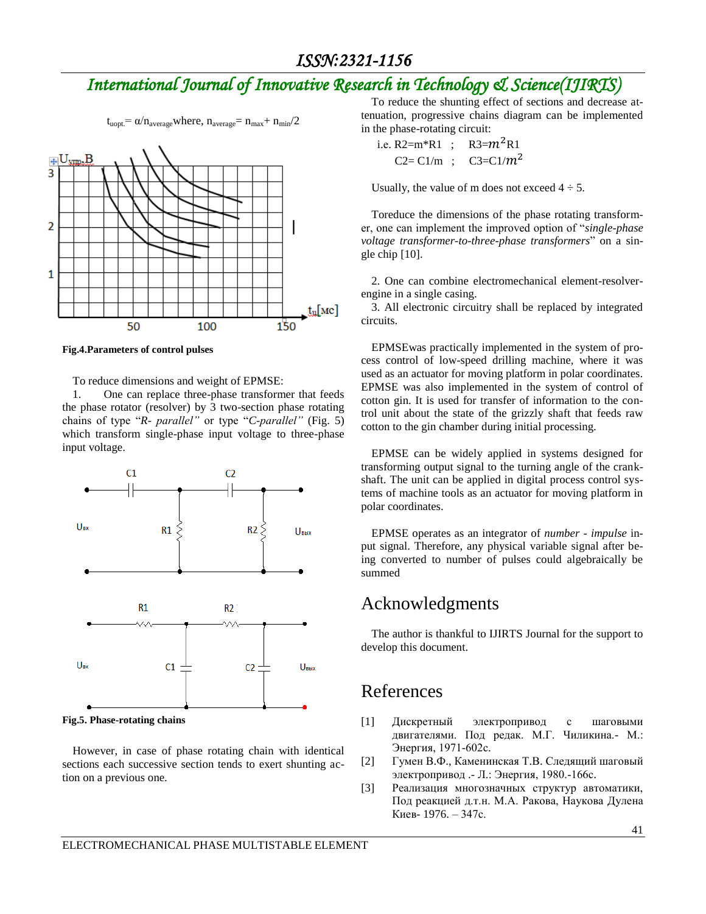$t_{uopt.} = \alpha / n_{average}$ where, $n_{average} = n_{max} + n_{min}/2$

**Fig.4.Parameters of control pulses**

To reduce dimensions and weight of EPMSE:

1. One can replace three-phase transformer that feeds the phase rotator (resolver) by 3 two-section phase rotating chains of type "*R- parallel"* or type "*C-parallel"* (Fig. 5) which transform single-phase input voltage to three-phase input voltage.

**Fig.5. Phase-rotating chains**

However, in case of phase rotating chain with identical sections each successive section tends to exert shunting action on a previous one.

To reduce the shunting effect of sections and decrease attenuation, progressive chains diagram can be implemented in the phase-rotating circuit:

i.e. R2=m*R1 ; R3=$m^2$R1

C2= C1/m ; C3=C1/$m^2$

Usually, the value of m does not exceed 4 ÷ 5.

Toreduce the dimensions of the phase rotating transformer, one can implement the improved option of "*single-phase voltage transformer-to-three-phase transformers*" on a single chip [10].

2. One can combine electromechanical element-resolver-engine in a single casing.
3. All electronic circuitry shall be replaced by integrated circuits.

EPMSEwas practically implemented in the system of process control of low-speed drilling machine, where it was used as an actuator for moving platform in polar coordinates. EPMSE was also implemented in the system of control of cotton gin. It is used for transfer of information to the control unit about the state of the grizzly shaft that feeds raw cotton to the gin chamber during initial processing.

EPMSE can be widely applied in systems designed for transforming output signal to the turning angle of the crankshaft. The unit can be applied in digital process control systems of machine tools as an actuator for moving platform in polar coordinates.

EPMSE operates as an integrator of *number - impulse* input signal. Therefore, any physical variable signal after being converted to number of pulses could algebraically be summed

# Acknowledgments

The author is thankful to IJIRTS Journal for the support to develop this document.

# References

[1] Дискретный электропривод с шаговыми двигателями. Под редак. М.Г. Чиликина.- М.: Энергия, 1971-602с.

[2] Гумен В.Ф., Каменинская Т.В. Следящий шаговый электропривод .- Л.: Энергия, 1980.-166с.

[3] Реализация многозначных структур автоматики, Под реакцией д.т.н. М.А. Ракова, Наукова Дулена Киев- 1976. – 347с.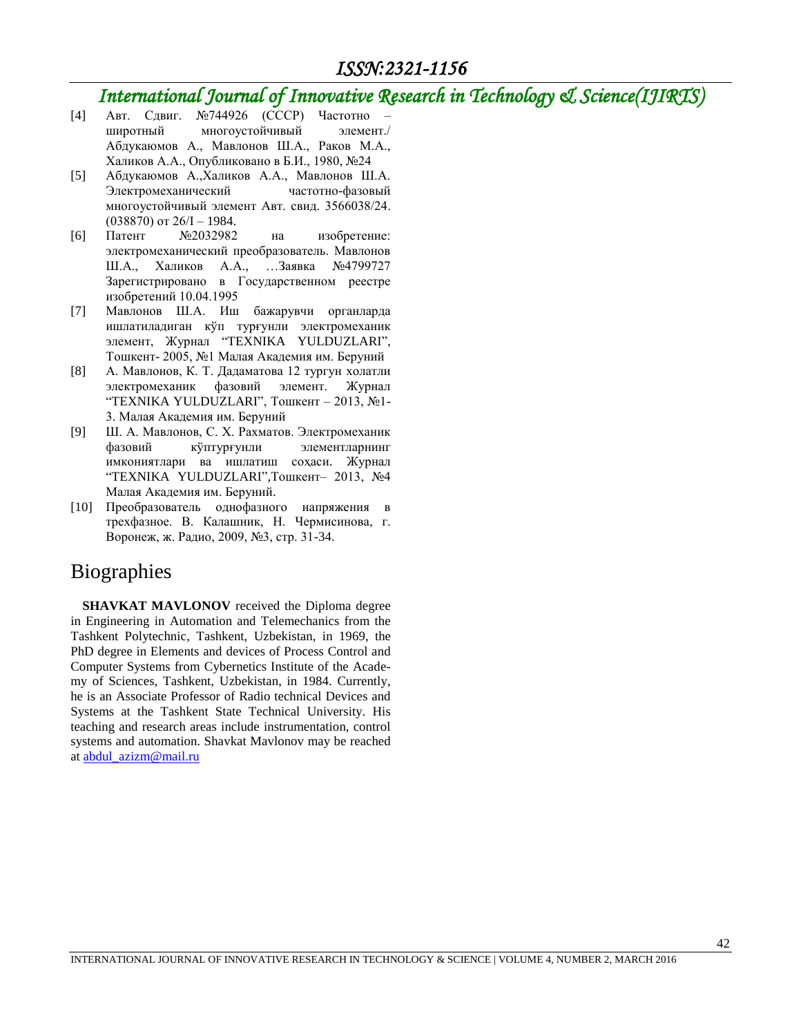[4] Авт. Сдвиг. №744926 (СССР) Частотно – широтный многоустойчивый элемент./ Абдукаюмов А., Мавлонов Ш.А., Раков М.А., Халиков А.А., Опубликовано в Б.И., 1980, №24

[5] Абдукаюмов А.,Халиков А.А., Мавлонов Ш.А. Электромеханический частотно-фазовый многоустойчивый элемент Авт. свид. 3566038/24. (038870) от 26/I – 1984.

[6] Патент №2032982 на изобретение: электромеханический преобразователь. Мавлонов Ш.А., Халиков А.А., …Заявка №4799727 Зарегистрировано в Государственном реестре изобретений 10.04.1995

[7] Мавлонов Ш.А. Иш бажарувчи органларда ишлатиладиган кўп турғунли электромеханик элемент, Журнал "TEXNIKA YULDUZLARI", Тошкент- 2005, №1 Малая Академия им. Беруний

[8] А. Мавлонов, К. Т. Дадаматова 12 тургун холатли электромеханик фазовий элемент. Журнал "TEXNIKA YULDUZLARI", Тошкент – 2013, №1-3. Малая Академия им. Беруний

[9] Ш. А. Мавлонов, С. Х. Рахматов. Электромеханик фазовий кўптурғунли элементларнинг имкониятлари ва ишлатиш соҳаси. Журнал "TEXNIKA YULDUZLARI",Тошкент– 2013, №4 Малая Академия им. Беруний.

[10] Преобразователь однофазного напряжения в трехфазное. В. Калашник, Н. Чермисинова, г. Воронеж, ж. Радио, 2009, №3, стр. 31-34.

# Biographies

**SHAVKAT MAVLONOV** received the Diploma degree in Engineering in Automation and Telemechanics from the Tashkent Polytechnic, Tashkent, Uzbekistan, in 1969, the PhD degree in Elements and devices of Process Control and Computer Systems from Cybernetics Institute of the Academy of Sciences, Tashkent, Uzbekistan, in 1984. Currently, he is an Associate Professor of Radio technical Devices and Systems at the Tashkent State Technical University. His teaching and research areas include instrumentation, control systems and automation. Shavkat Mavlonov may be reached at abdul_azizm@mail.ru